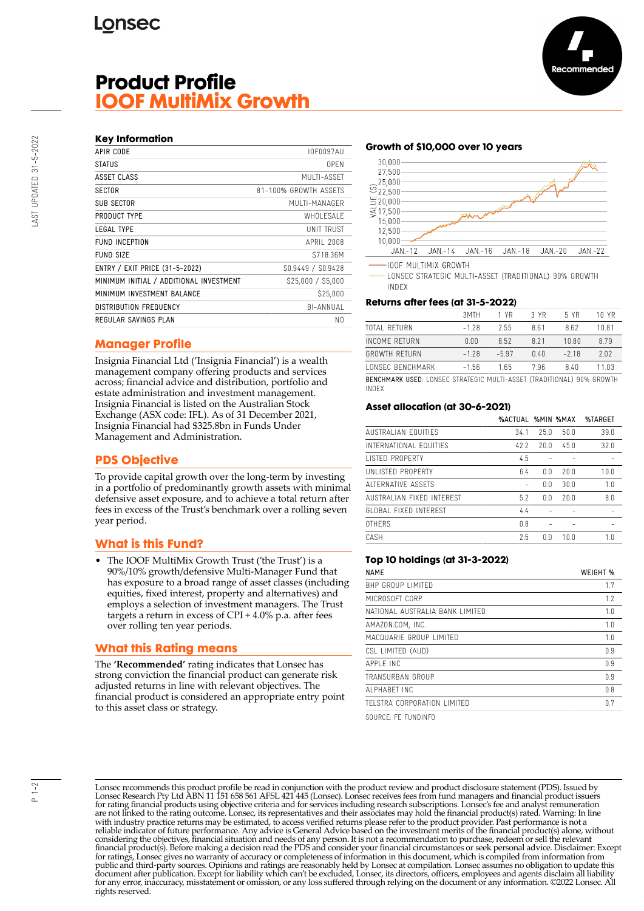# Product Profile
# IOOF MultiMix Growth

Recommended

### Key Information

| | |
|---|---|
| APIR CODE | IOF0097AU |
| STATUS | OPEN |
| ASSET CLASS | MULTI-ASSET |
| SECTOR | 81-100% GROWTH ASSETS |
| SUB SECTOR | MULTI-MANAGER |
| PRODUCT TYPE | WHOLESALE |
| LEGAL TYPE | UNIT TRUST |
| FUND INCEPTION | APRIL 2008 |
| FUND SIZE | $718.36M |
| ENTRY / EXIT PRICE (31-5-2022) | $0.9449 / $0.9428 |
| MINIMUM INITIAL / ADDITIONAL INVESTMENT | $25,000 / $5,000 |
| MINIMUM INVESTMENT BALANCE | $25,000 |
| DISTRIBUTION FREQUENCY | BI-ANNUAL |
| REGULAR SAVINGS PLAN | NO |

## Manager Profile

Insignia Financial Ltd ('Insignia Financial') is a wealth management company offering products and services across; financial advice and distribution, portfolio and estate administration and investment management. Insignia Financial is listed on the Australian Stock Exchange (ASX code: IFL). As of 31 December 2021, Insignia Financial had $325.8bn in Funds Under Management and Administration.

## PDS Objective

To provide capital growth over the long-term by investing in a portfolio of predominantly growth assets with minimal defensive asset exposure, and to achieve a total return after fees in excess of the Trust's benchmark over a rolling seven year period.

## What is this Fund?

- The IOOF MultiMix Growth Trust ('the Trust') is a 90%/10% growth/defensive Multi-Manager Fund that has exposure to a broad range of asset classes (including equities, fixed interest, property and alternatives) and employs a selection of investment managers. The Trust targets a return in excess of CPI + 4.0% p.a. after fees over rolling ten year periods.

## What this Rating means

The **'Recommended'** rating indicates that Lonsec has strong conviction the financial product can generate risk adjusted returns in line with relevant objectives. The financial product is considered an appropriate entry point to this asset class or strategy.

### Growth of $10,000 over 10 years

— IOOF MULTIMIX GROWTH
······ LONSEC STRATEGIC MULTI-ASSET (TRADITIONAL) 90% GROWTH INDEX

### Returns after fees (at 31-5-2022)

| | 3MTH | 1 YR | 3 YR | 5 YR | 10 YR |
|---|---|---|---|---|---|
| TOTAL RETURN | -1.28 | 2.55 | 8.61 | 8.62 | 10.81 |
| INCOME RETURN | 0.00 | 8.52 | 8.21 | 10.80 | 8.79 |
| GROWTH RETURN | -1.28 | -5.97 | 0.40 | -2.18 | 2.02 |
| LONSEC BENCHMARK | -1.56 | 1.65 | 7.96 | 8.40 | 11.03 |

BENCHMARK USED: LONSEC STRATEGIC MULTI-ASSET (TRADITIONAL) 90% GROWTH INDEX

### Asset allocation (at 30-6-2021)

| | %ACTUAL | %MIN | %MAX | %TARGET |
|---|---|---|---|---|
| AUSTRALIAN EQUITIES | 34.1 | 25.0 | 50.0 | 39.0 |
| INTERNATIONAL EQUITIES | 42.2 | 20.0 | 45.0 | 32.0 |
| LISTED PROPERTY | 4.5 | - | - | - |
| UNLISTED PROPERTY | 6.4 | 0.0 | 20.0 | 10.0 |
| ALTERNATIVE ASSETS | - | 0.0 | 30.0 | 1.0 |
| AUSTRALIAN FIXED INTEREST | 5.2 | 0.0 | 20.0 | 8.0 |
| GLOBAL FIXED INTEREST | 4.4 | - | - | - |
| OTHERS | 0.8 | - | - | - |
| CASH | 2.5 | 0.0 | 10.0 | 1.0 |

### Top 10 holdings (at 31-3-2022)

| NAME | WEIGHT % |
|---|---|
| BHP GROUP LIMITED | 1.7 |
| MICROSOFT CORP | 1.2 |
| NATIONAL AUSTRALIA BANK LIMITED | 1.0 |
| AMAZON.COM, INC. | 1.0 |
| MACQUARIE GROUP LIMITED | 1.0 |
| CSL LIMITED (AUD) | 0.9 |
| APPLE INC | 0.9 |
| TRANSURBAN GROUP | 0.9 |
| ALPHABET INC | 0.8 |
| TELSTRA CORPORATION LIMITED | 0.7 |

SOURCE: FE FUNDINFO

Lonsec recommends this product profile be read in conjunction with the product review and product disclosure statement (PDS). Issued by Lonsec Research Pty Ltd ABN 11 151 658 561 AFSL 421 445 (Lonsec). Lonsec receives fees from fund managers and financial product issuers for rating financial products using objective criteria and for services including research subscriptions. Lonsec's fee and analyst remuneration are not linked to the rating outcome. Lonsec, its representatives and their associates may hold the financial product(s) rated. Warning: In line with industry practice returns may be estimated, to access verified returns please refer to the product provider. Past performance is not a reliable indicator of future performance. Any advice is General Advice based on the investment merits of the financial product(s) alone, without considering the objectives, financial situation and needs of any person. It is not a recommendation to purchase, redeem or sell the relevant financial product(s). Before making a decision read the PDS and consider your financial circumstances or seek personal advice. Disclaimer: Except for ratings, Lonsec gives no warranty of accuracy or completeness of information in this document, which is compiled from information from public and third-party sources. Opinions and ratings are reasonably held by Lonsec at compilation. Lonsec assumes no obligation to update this document after publication. Except for liability which can't be excluded, Lonsec, its directors, officers, employees and agents disclaim all liability for any error, inaccuracy, misstatement or omission, or any loss suffered through relying on the document or any information. ©2022 Lonsec. All rights reserved.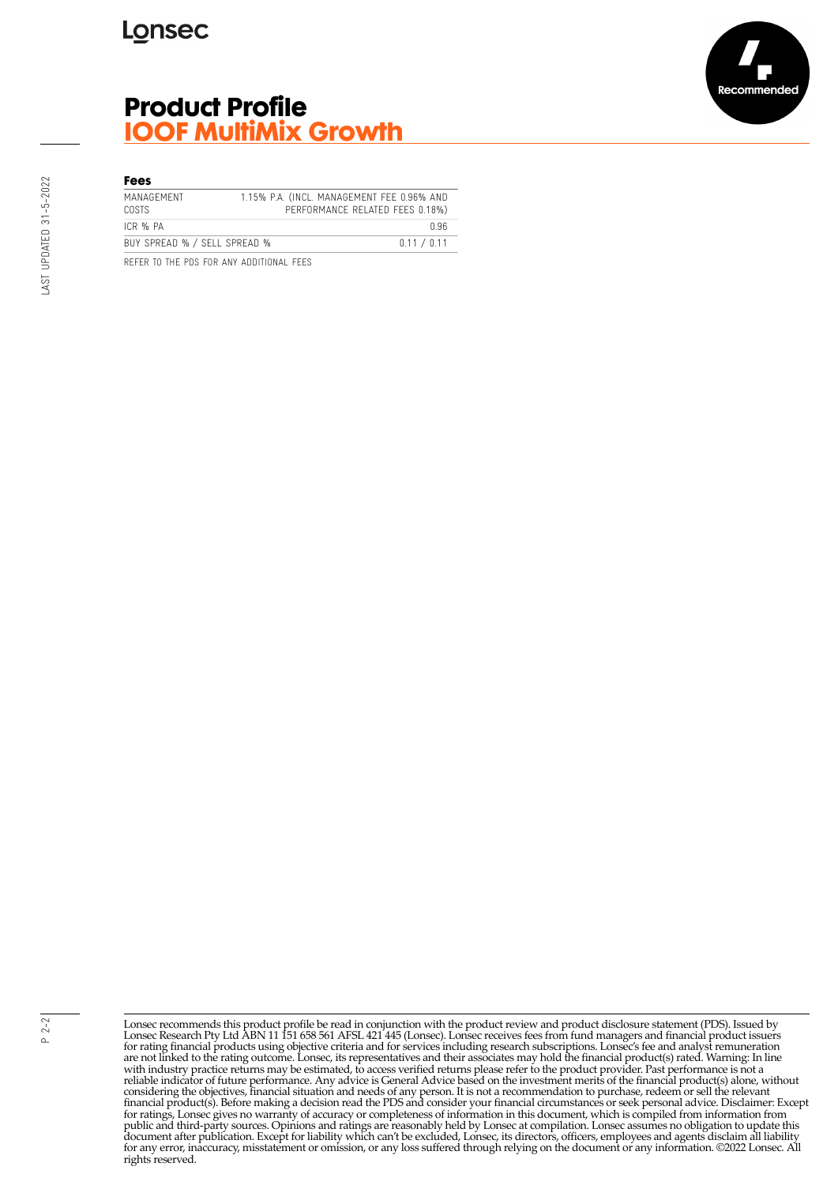# Product Profile
## IOOF MultiMix Growth

Recommended

### Fees

| | |
|---|---|
| MANAGEMENT COSTS | 1.15% P.A. (INCL. MANAGEMENT FEE 0.96% AND PERFORMANCE RELATED FEES 0.18%) |
| ICR % PA | 0.96 |
| BUY SPREAD % / SELL SPREAD % | 0.11 / 0.11 |

REFER TO THE PDS FOR ANY ADDITIONAL FEES

LAST UPDATED 31-5-2022

Lonsec recommends this product profile be read in conjunction with the product review and product disclosure statement (PDS). Issued by Lonsec Research Pty Ltd ABN 11 151 658 561 AFSL 421 445 (Lonsec). Lonsec receives fees from fund managers and financial product issuers for rating financial products using objective criteria and for services including research subscriptions. Lonsec's fee and analyst remuneration are not linked to the rating outcome. Lonsec, its representatives and their associates may hold the financial product(s) rated. Warning: In line with industry practice returns may be estimated, to access verified returns please refer to the product provider. Past performance is not a reliable indicator of future performance. Any advice is General Advice based on the investment merits of the financial product(s) alone, without considering the objectives, financial situation and needs of any person. It is not a recommendation to purchase, redeem or sell the relevant financial product(s). Before making a decision read the PDS and consider your financial circumstances or seek personal advice. Disclaimer: Except for ratings, Lonsec gives no warranty of accuracy or completeness of information in this document, which is compiled from information from public and third-party sources. Opinions and ratings are reasonably held by Lonsec at compilation. Lonsec assumes no obligation to update this document after publication. Except for liability which can't be excluded, Lonsec, its directors, officers, employees and agents disclaim all liability for any error, inaccuracy, misstatement or omission, or any loss suffered through relying on the document or any information. ©2022 Lonsec. All rights reserved.